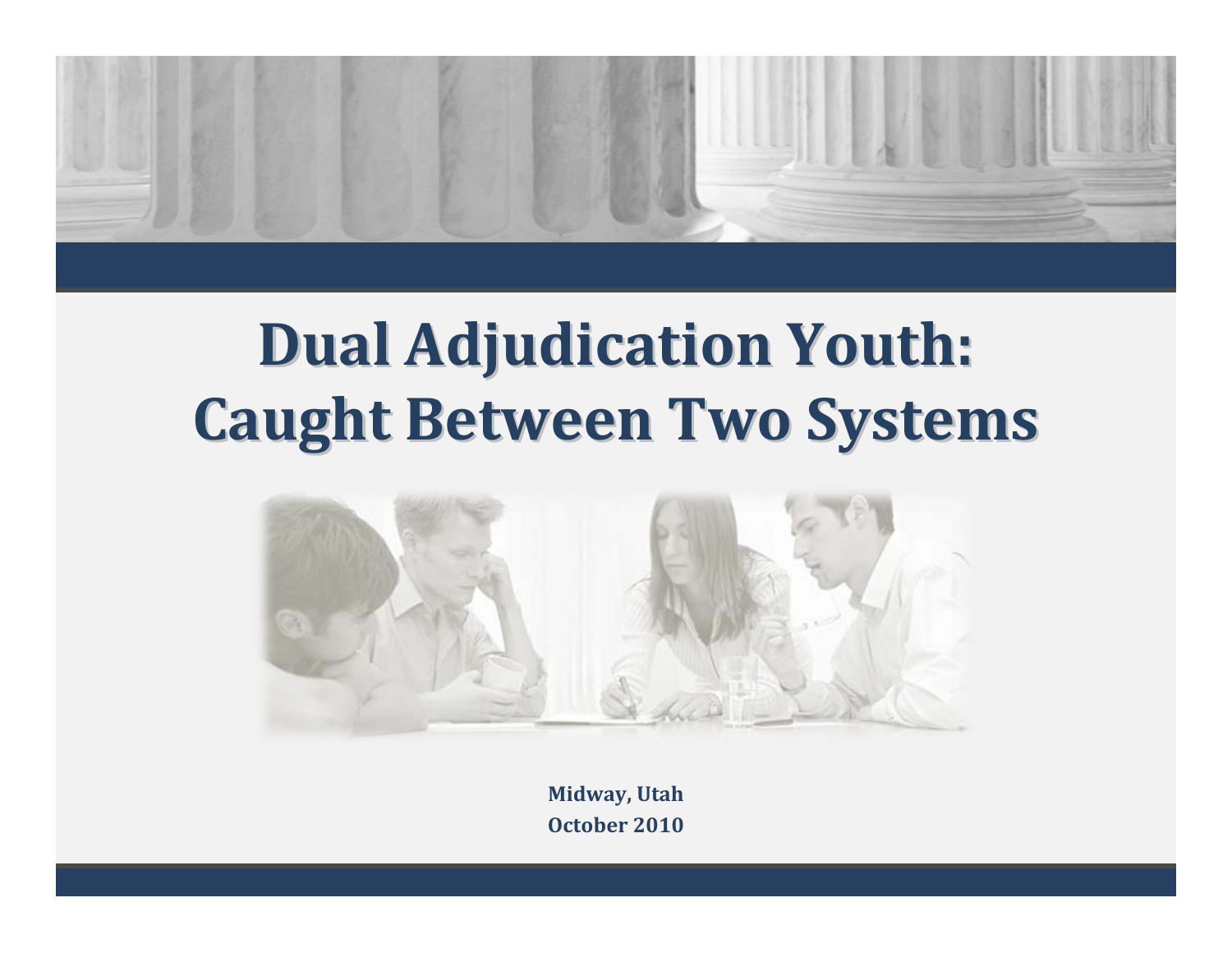# Dual Adjudication Youth: Caught Between Two Systems

**Midway, Utah**
**October 2010**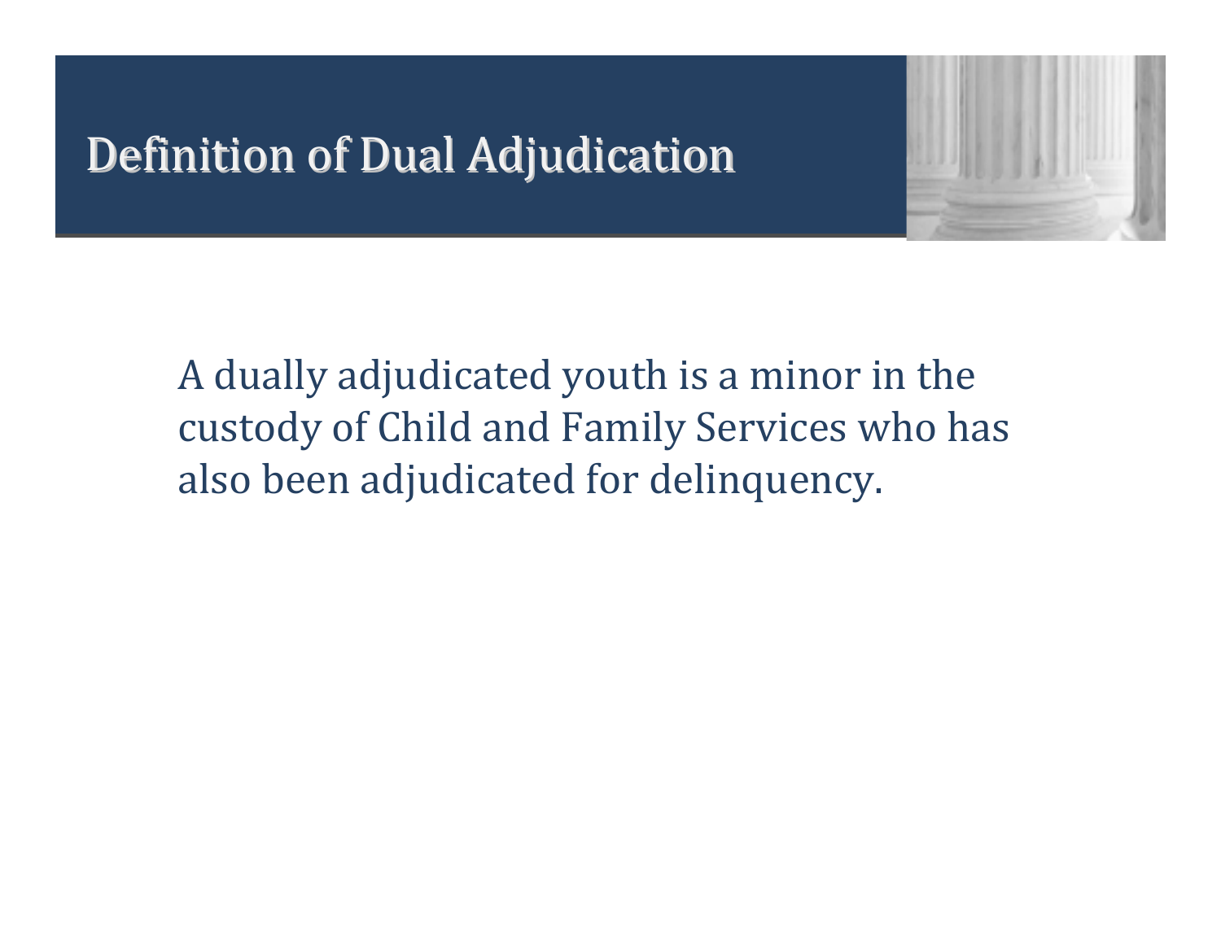# Definition of Dual Adjudication

A dually adjudicated youth is a minor in the custody of Child and Family Services who has also been adjudicated for delinquency.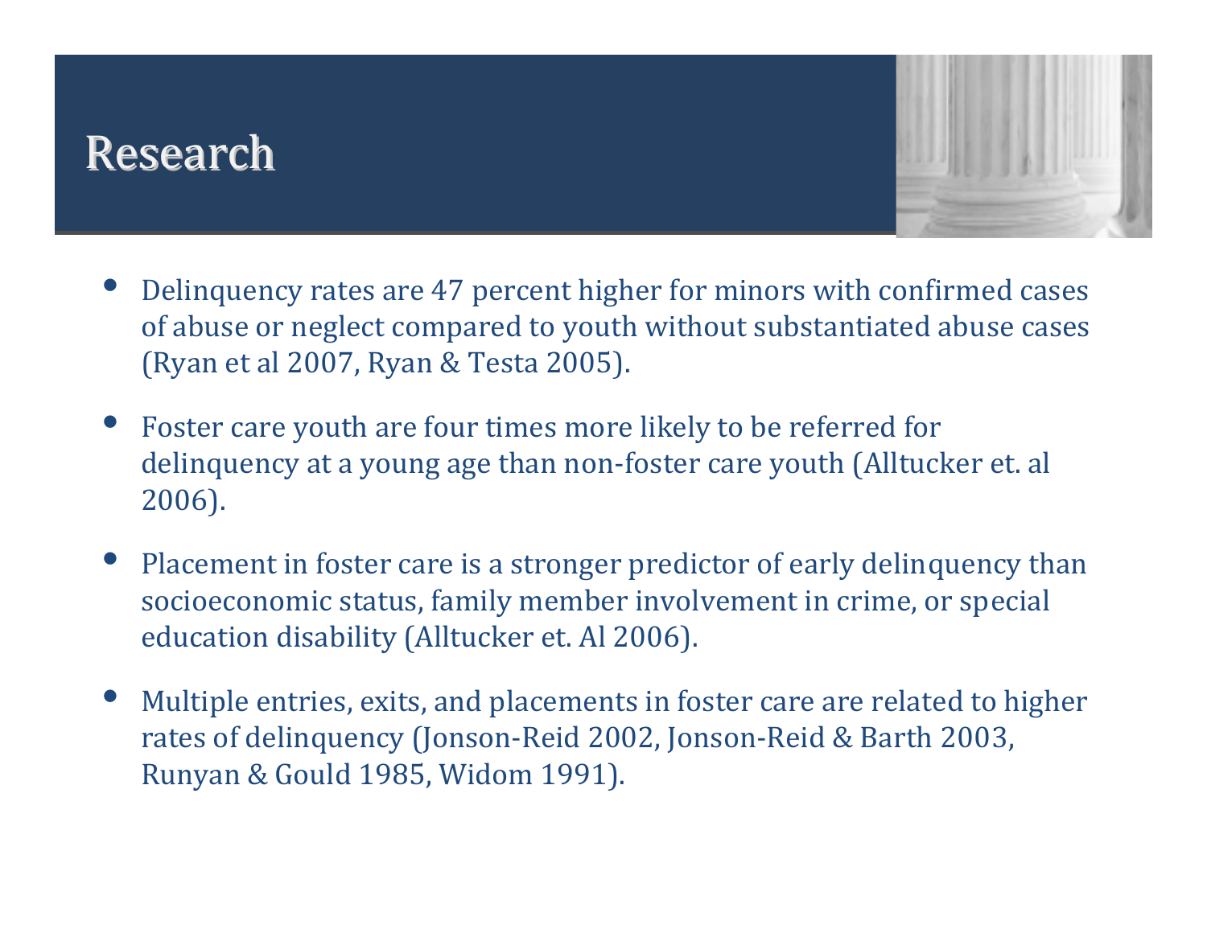# Research

- Delinquency rates are 47 percent higher for minors with confirmed cases of abuse or neglect compared to youth without substantiated abuse cases (Ryan et al 2007, Ryan & Testa 2005).
- Foster care youth are four times more likely to be referred for delinquency at a young age than non-foster care youth (Alltucker et. al 2006).
- Placement in foster care is a stronger predictor of early delinquency than socioeconomic status, family member involvement in crime, or special education disability (Alltucker et. Al 2006).
- Multiple entries, exits, and placements in foster care are related to higher rates of delinquency (Jonson-Reid 2002, Jonson-Reid & Barth 2003, Runyan & Gould 1985, Widom 1991).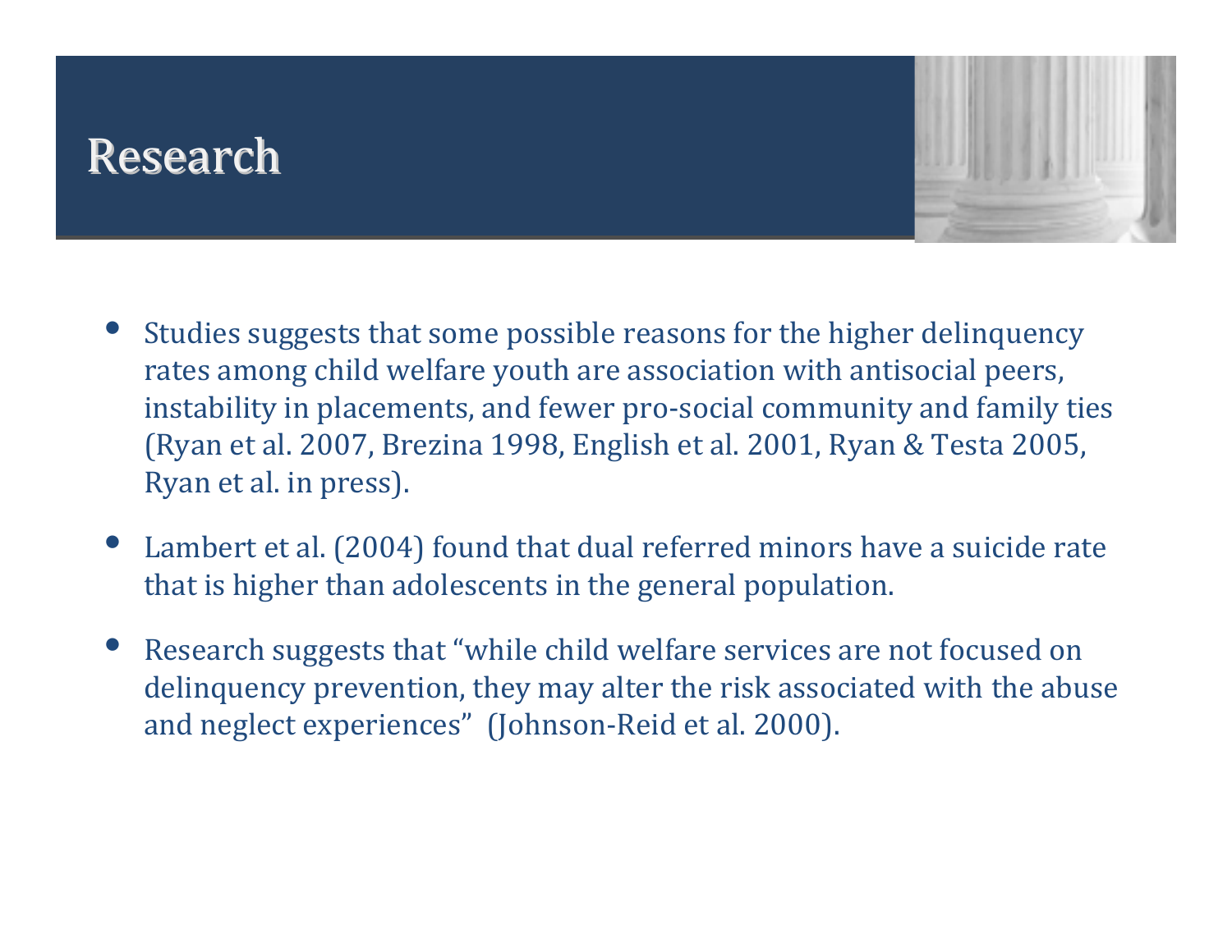# Research

- Studies suggests that some possible reasons for the higher delinquency rates among child welfare youth are association with antisocial peers, instability in placements, and fewer pro-social community and family ties (Ryan et al. 2007, Brezina 1998, English et al. 2001, Ryan & Testa 2005, Ryan et al. in press).
- Lambert et al. (2004) found that dual referred minors have a suicide rate that is higher than adolescents in the general population.
- Research suggests that "while child welfare services are not focused on delinquency prevention, they may alter the risk associated with the abuse and neglect experiences" (Johnson-Reid et al. 2000).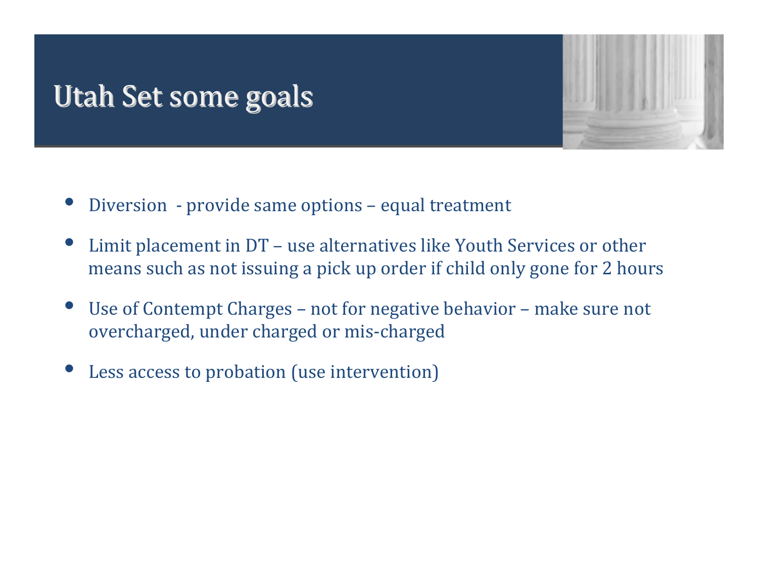# Utah Set some goals

- Diversion  - provide same options – equal treatment
- Limit placement in DT – use alternatives like Youth Services or other means such as not issuing a pick up order if child only gone for 2 hours
- Use of Contempt Charges – not for negative behavior – make sure not overcharged, under charged or mis-charged
- Less access to probation (use intervention)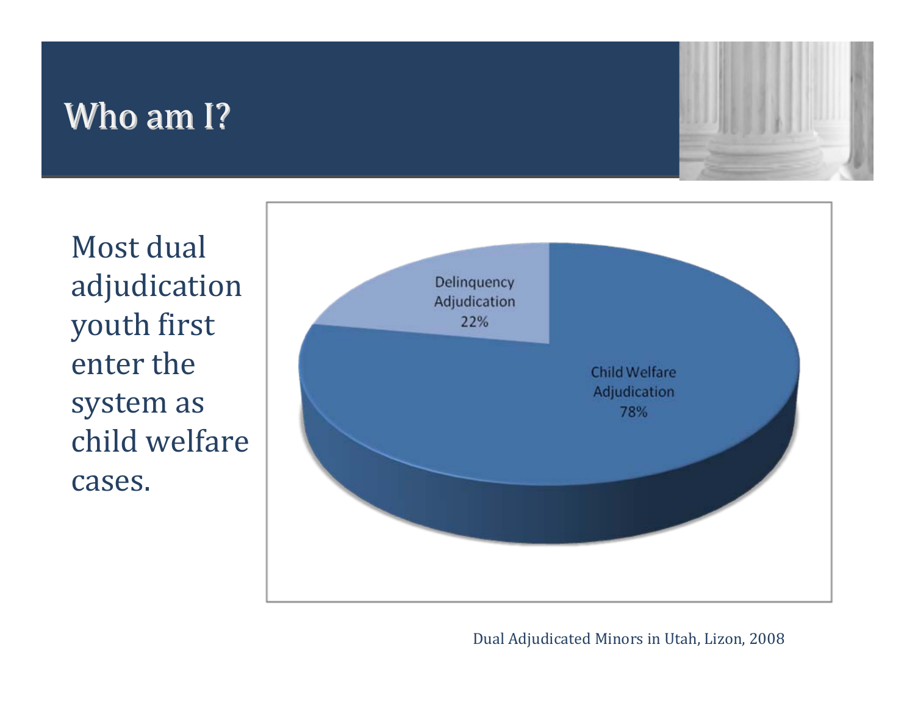# Who am I?

Most dual adjudication youth first enter the system as child welfare cases.

Delinquency Adjudication 22%

Child Welfare Adjudication 78%

Dual Adjudicated Minors in Utah, Lizon, 2008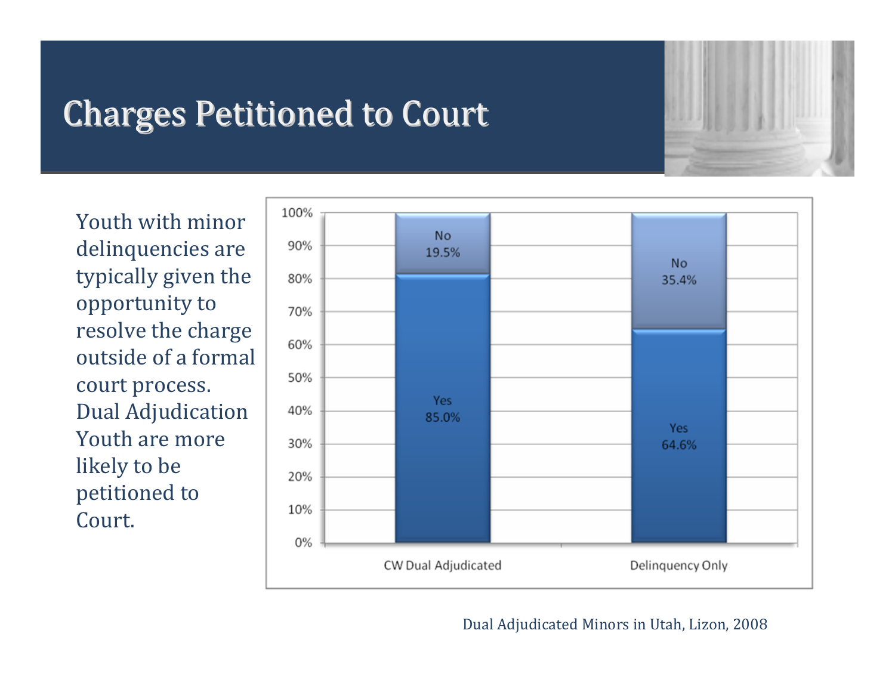# Charges Petitioned to Court

Youth with minor delinquencies are typically given the opportunity to resolve the charge outside of a formal court process. Dual Adjudication Youth are more likely to be petitioned to Court.

| | CW Dual Adjudicated | Delinquency Only |
|---|---|---|
| No | 19.5% | 35.4% |
| Yes | 85.0% | 64.6% |

Dual Adjudicated Minors in Utah, Lizon, 2008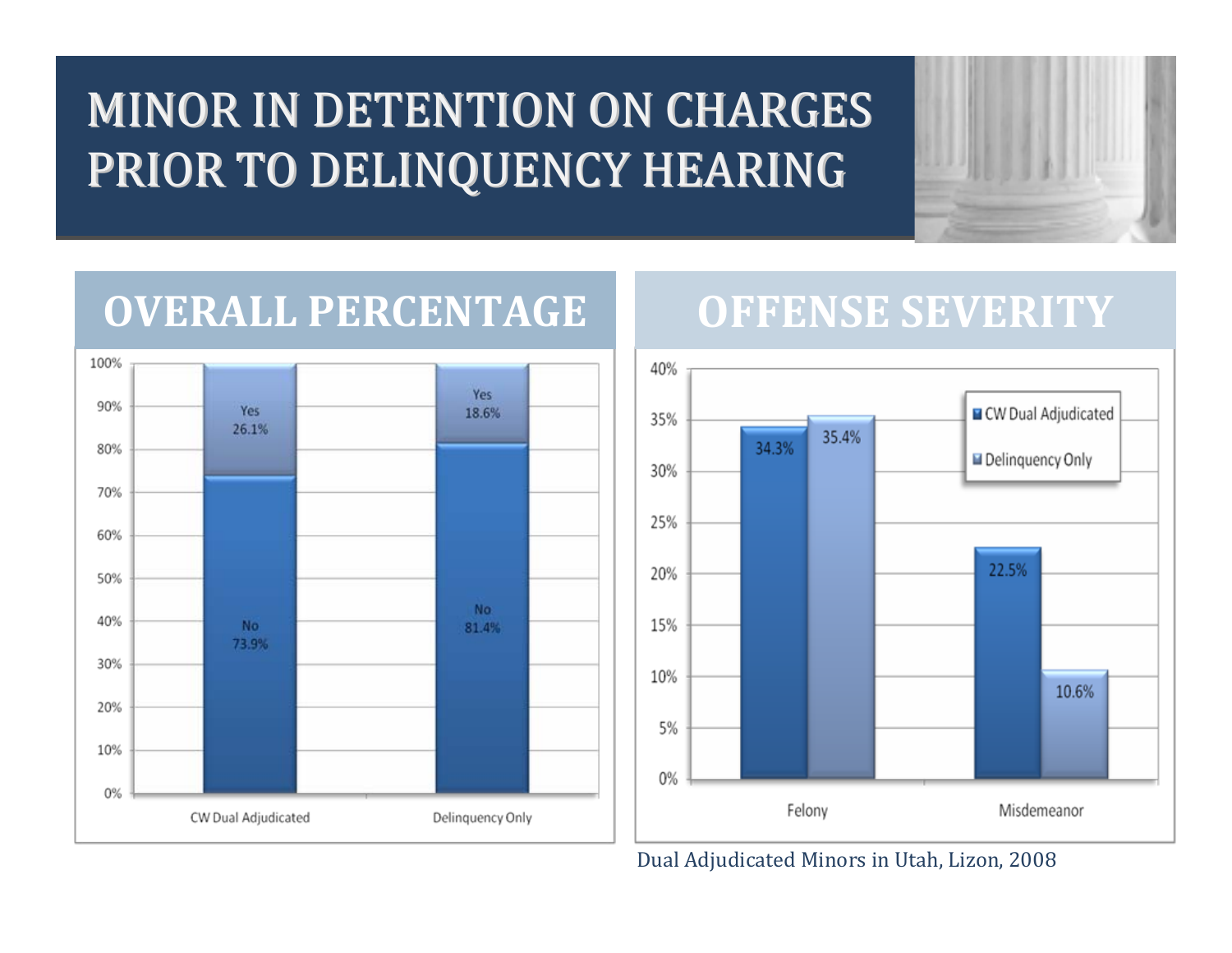# MINOR IN DETENTION ON CHARGES PRIOR TO DELINQUENCY HEARING

## OVERALL PERCENTAGE

| | CW Dual Adjudicated | Delinquency Only |
|---|---|---|
| Yes | 26.1% | 18.6% |
| No | 73.9% | 81.4% |

## OFFENSE SEVERITY

| | CW Dual Adjudicated | Delinquency Only |
|---|---|---|
| Felony | 34.3% | 35.4% |
| Misdemeanor | 22.5% | 10.6% |

Dual Adjudicated Minors in Utah, Lizon, 2008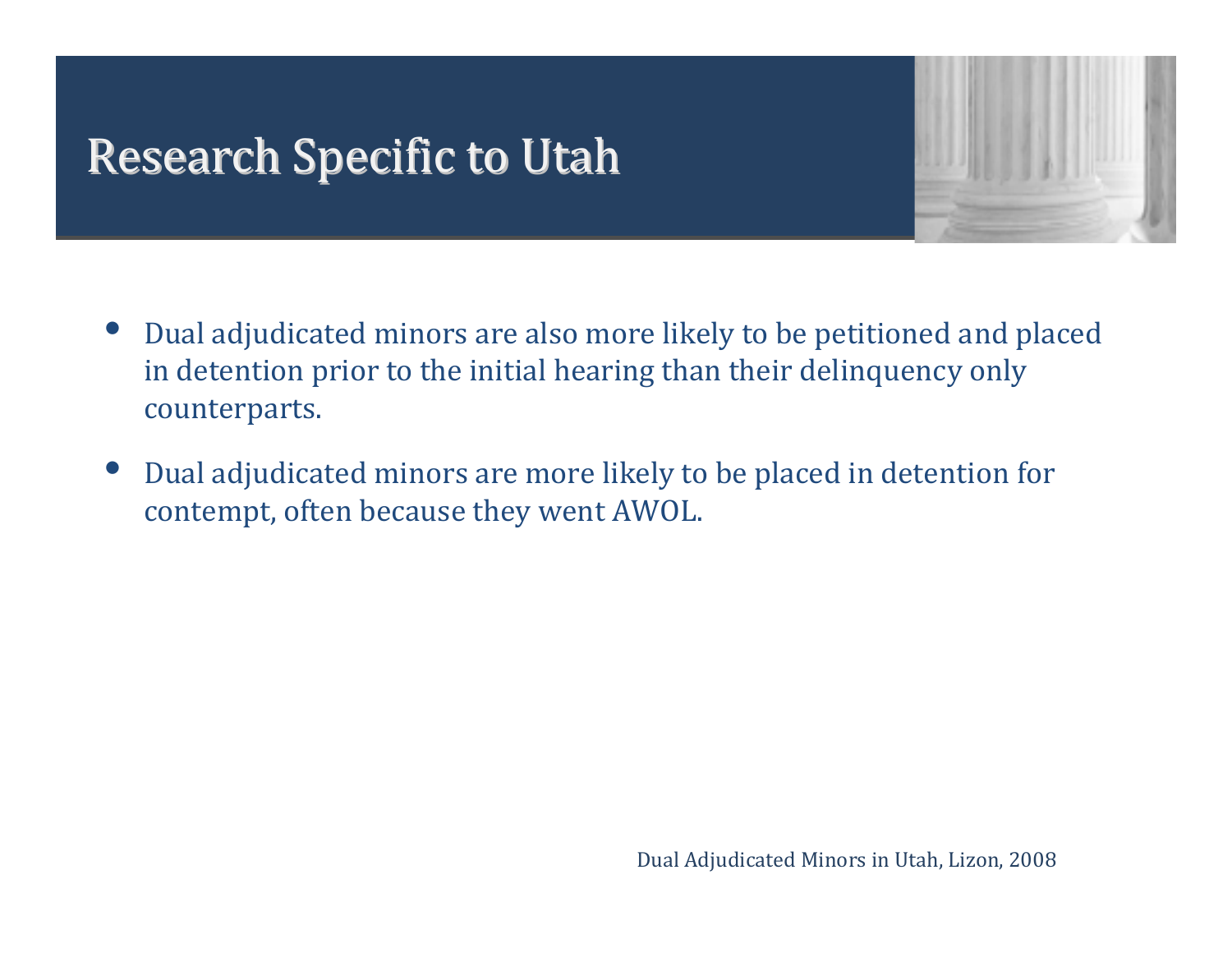# Research Specific to Utah

- Dual adjudicated minors are also more likely to be petitioned and placed in detention prior to the initial hearing than their delinquency only counterparts.
- Dual adjudicated minors are more likely to be placed in detention for contempt, often because they went AWOL.

Dual Adjudicated Minors in Utah, Lizon, 2008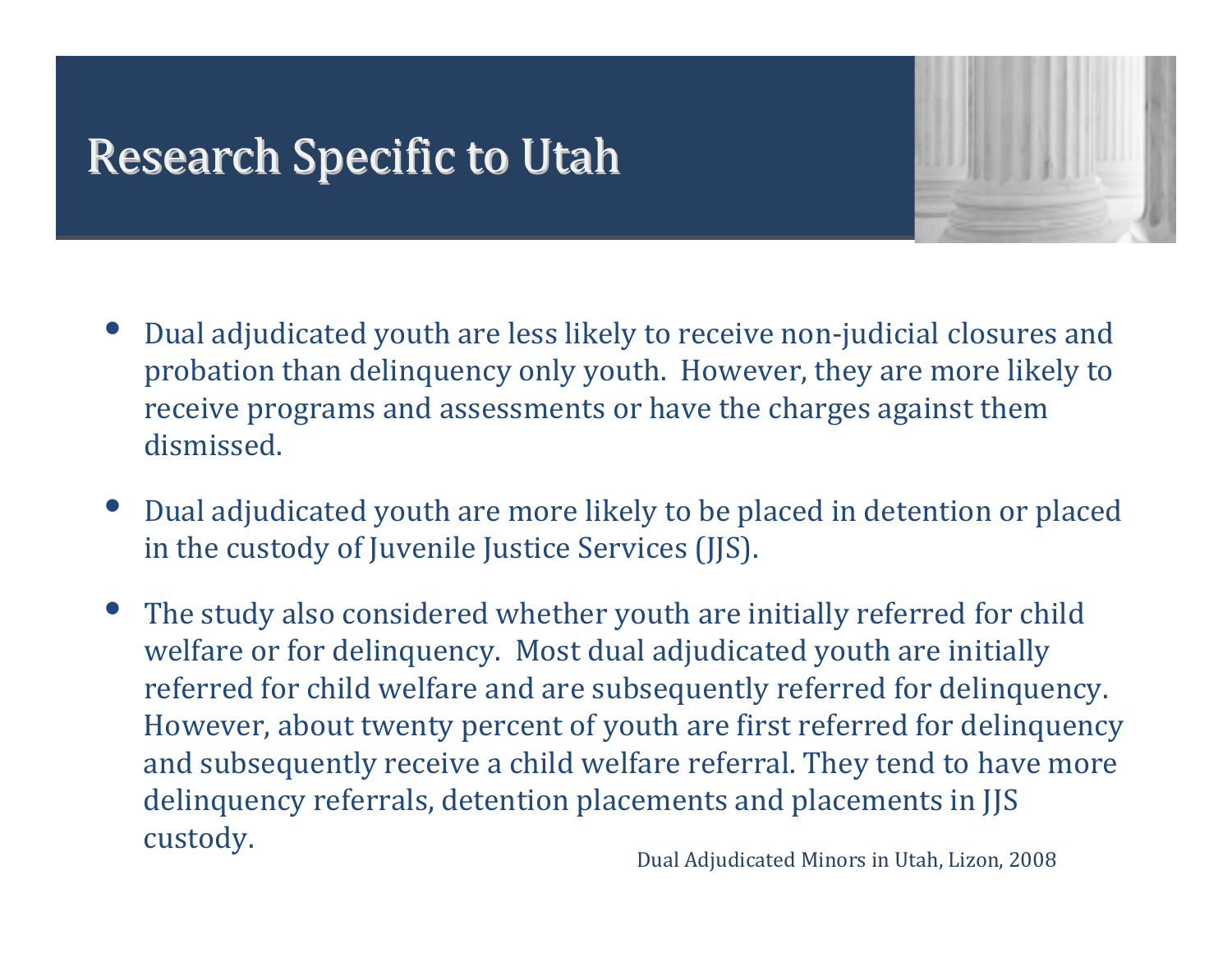# Research Specific to Utah

- Dual adjudicated youth are less likely to receive non-judicial closures and probation than delinquency only youth. However, they are more likely to receive programs and assessments or have the charges against them dismissed.
- Dual adjudicated youth are more likely to be placed in detention or placed in the custody of Juvenile Justice Services (JJS).
- The study also considered whether youth are initially referred for child welfare or for delinquency. Most dual adjudicated youth are initially referred for child welfare and are subsequently referred for delinquency. However, about twenty percent of youth are first referred for delinquency and subsequently receive a child welfare referral. They tend to have more delinquency referrals, detention placements and placements in JJS custody.

Dual Adjudicated Minors in Utah, Lizon, 2008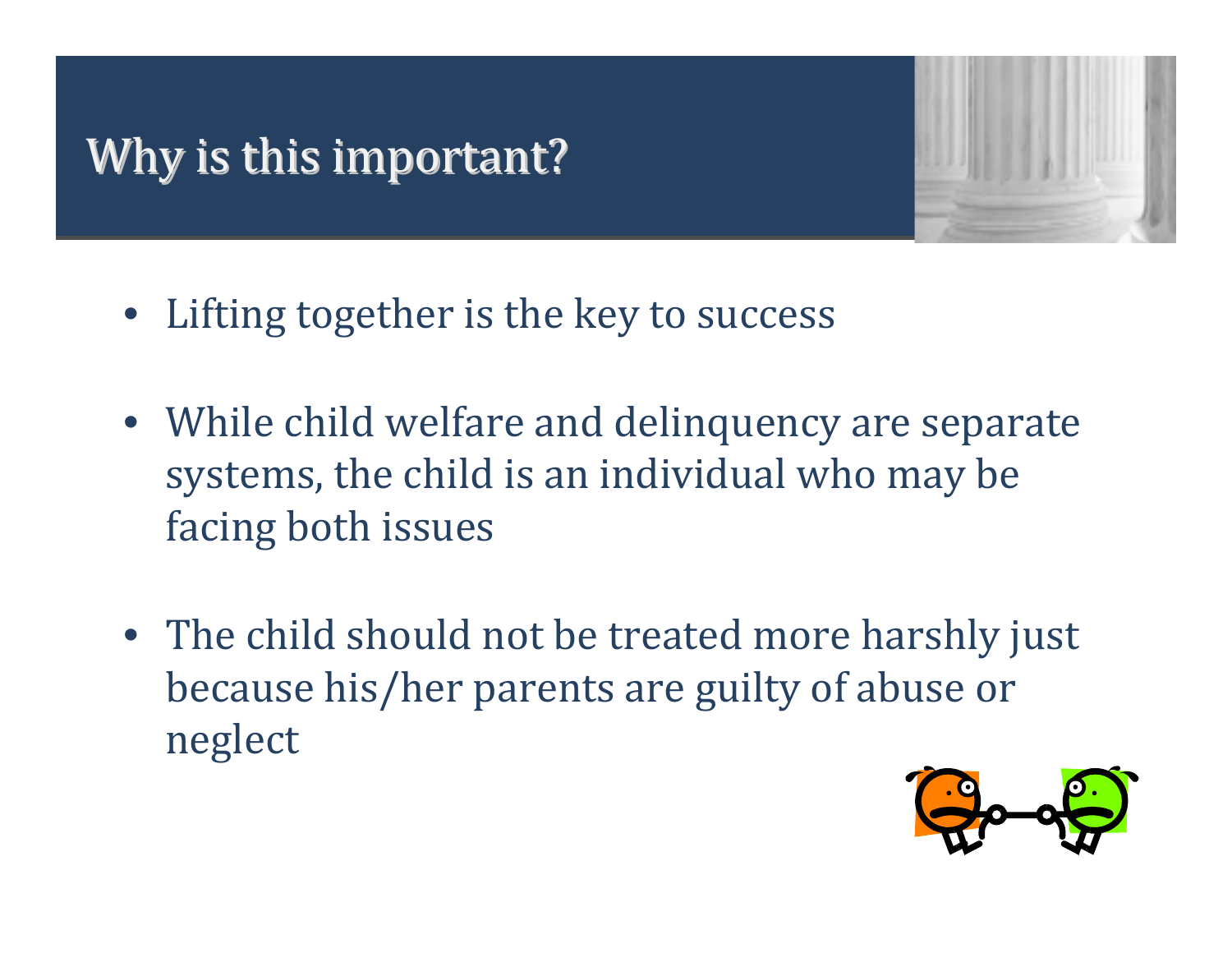# Why is this important?

- Lifting together is the key to success
- While child welfare and delinquency are separate systems, the child is an individual who may be facing both issues
- The child should not be treated more harshly just because his/her parents are guilty of abuse or neglect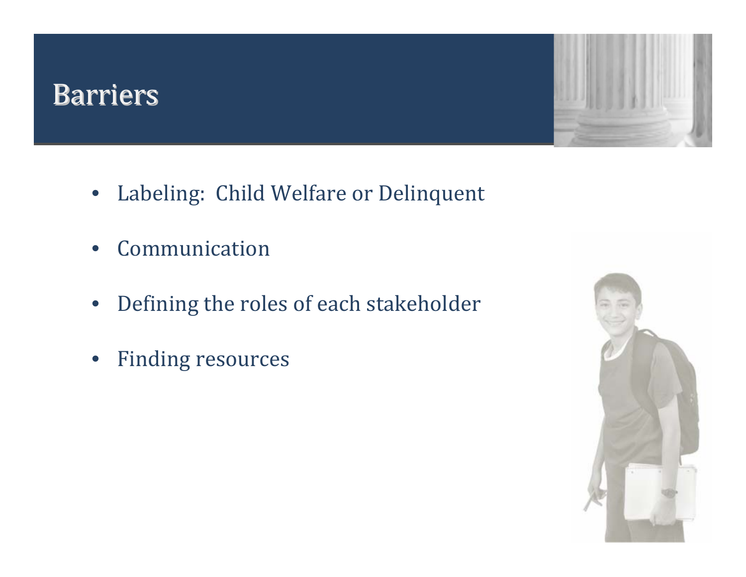# Barriers

- Labeling:  Child Welfare or Delinquent
- Communication
- Defining the roles of each stakeholder
- Finding resources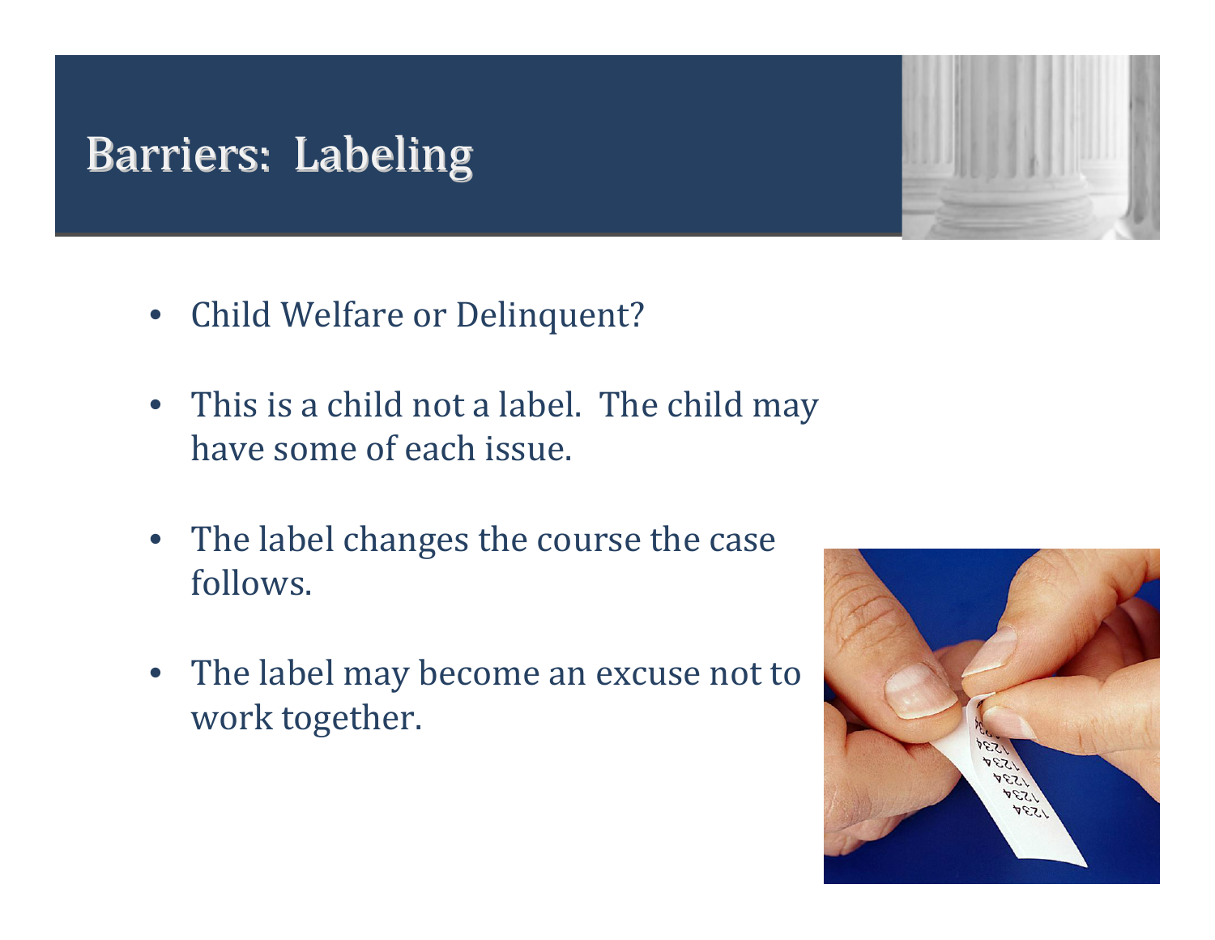# Barriers: Labeling

- Child Welfare or Delinquent?
- This is a child not a label. The child may have some of each issue.
- The label changes the course the case follows.
- The label may become an excuse not to work together.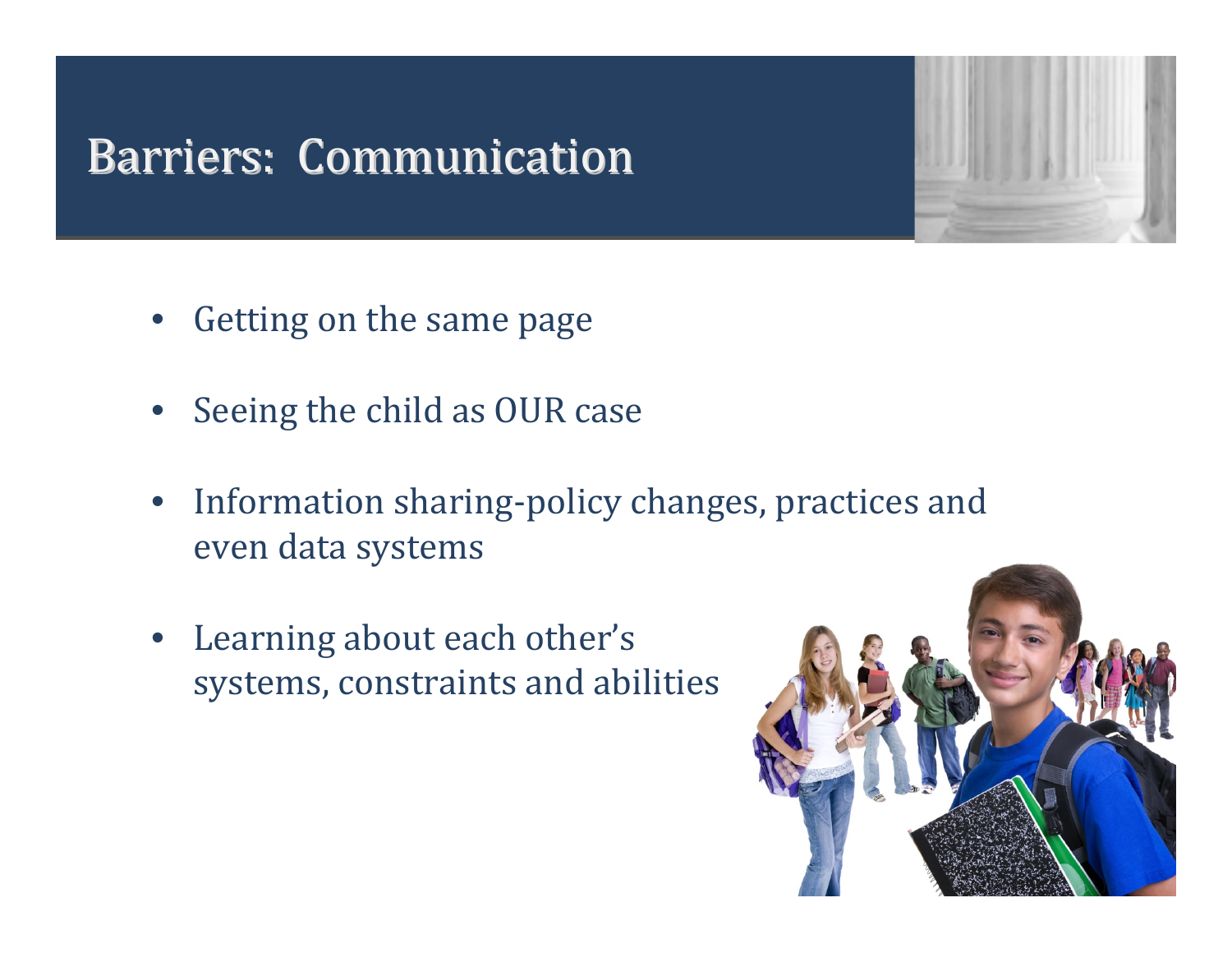# Barriers: Communication

- Getting on the same page
- Seeing the child as OUR case
- Information sharing-policy changes, practices and even data systems
- Learning about each other's systems, constraints and abilities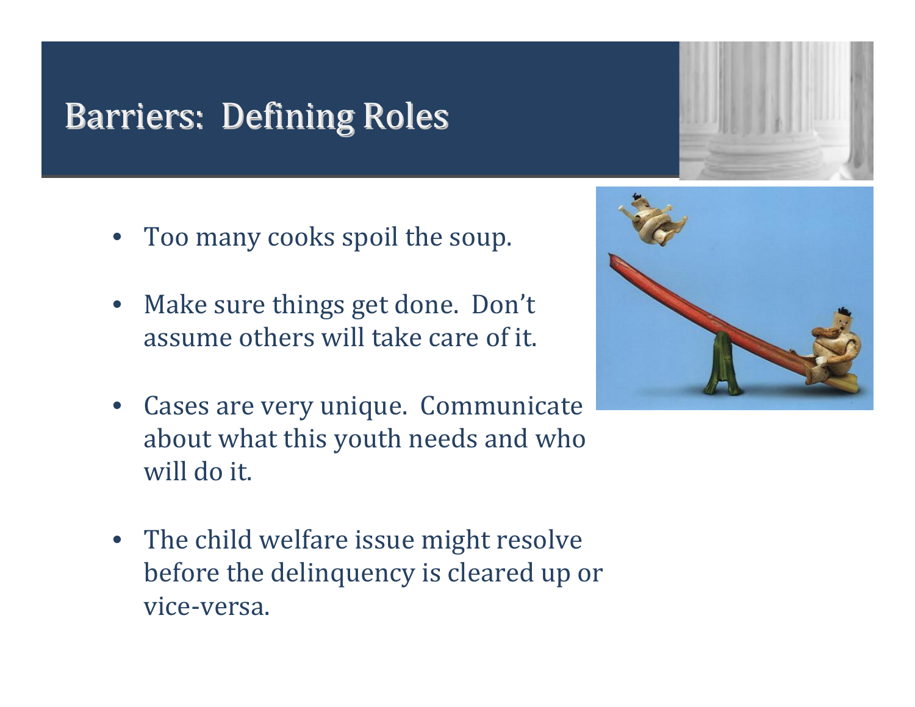# Barriers: Defining Roles

- Too many cooks spoil the soup.
- Make sure things get done. Don't assume others will take care of it.
- Cases are very unique. Communicate about what this youth needs and who will do it.
- The child welfare issue might resolve before the delinquency is cleared up or vice-versa.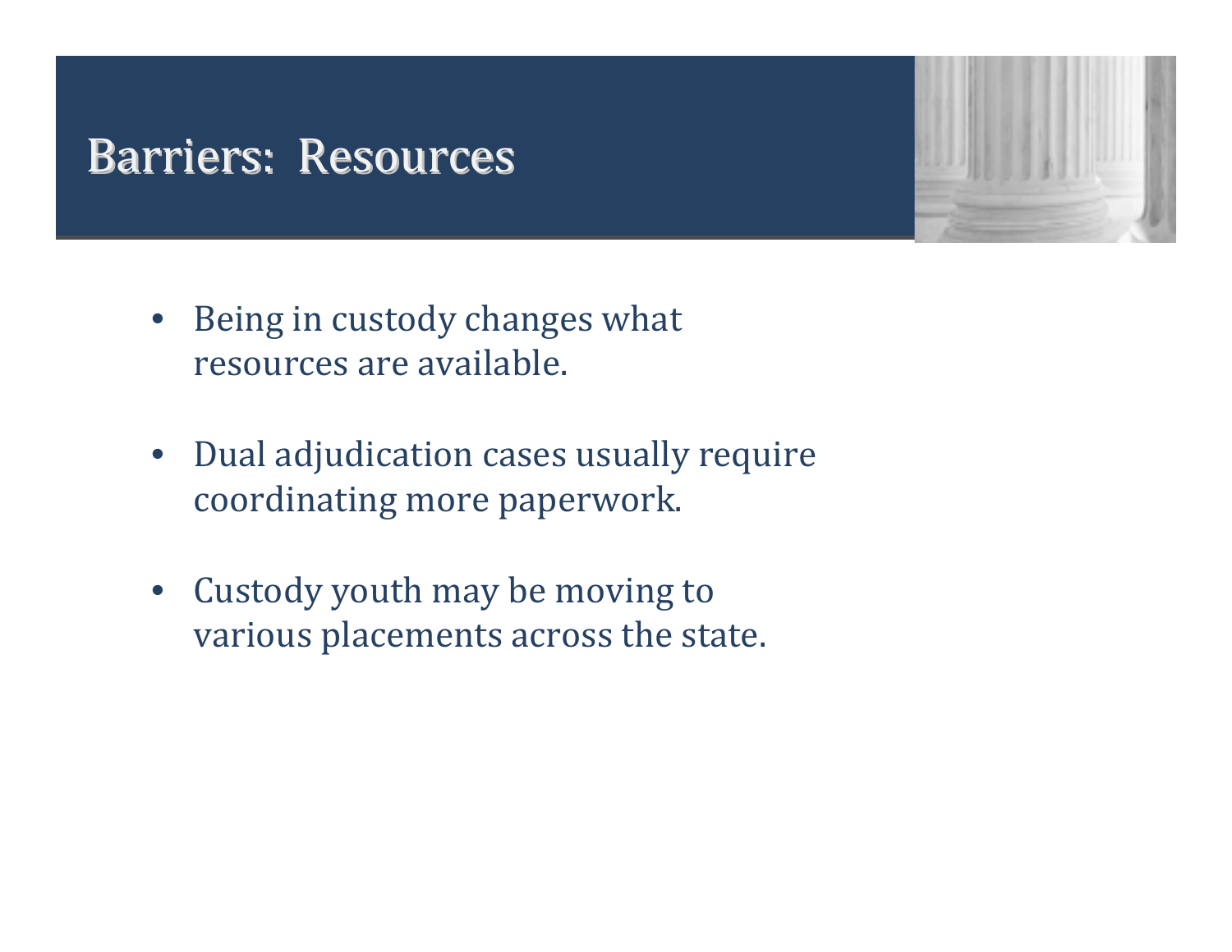# Barriers: Resources

- Being in custody changes what resources are available.

- Dual adjudication cases usually require coordinating more paperwork.

- Custody youth may be moving to various placements across the state.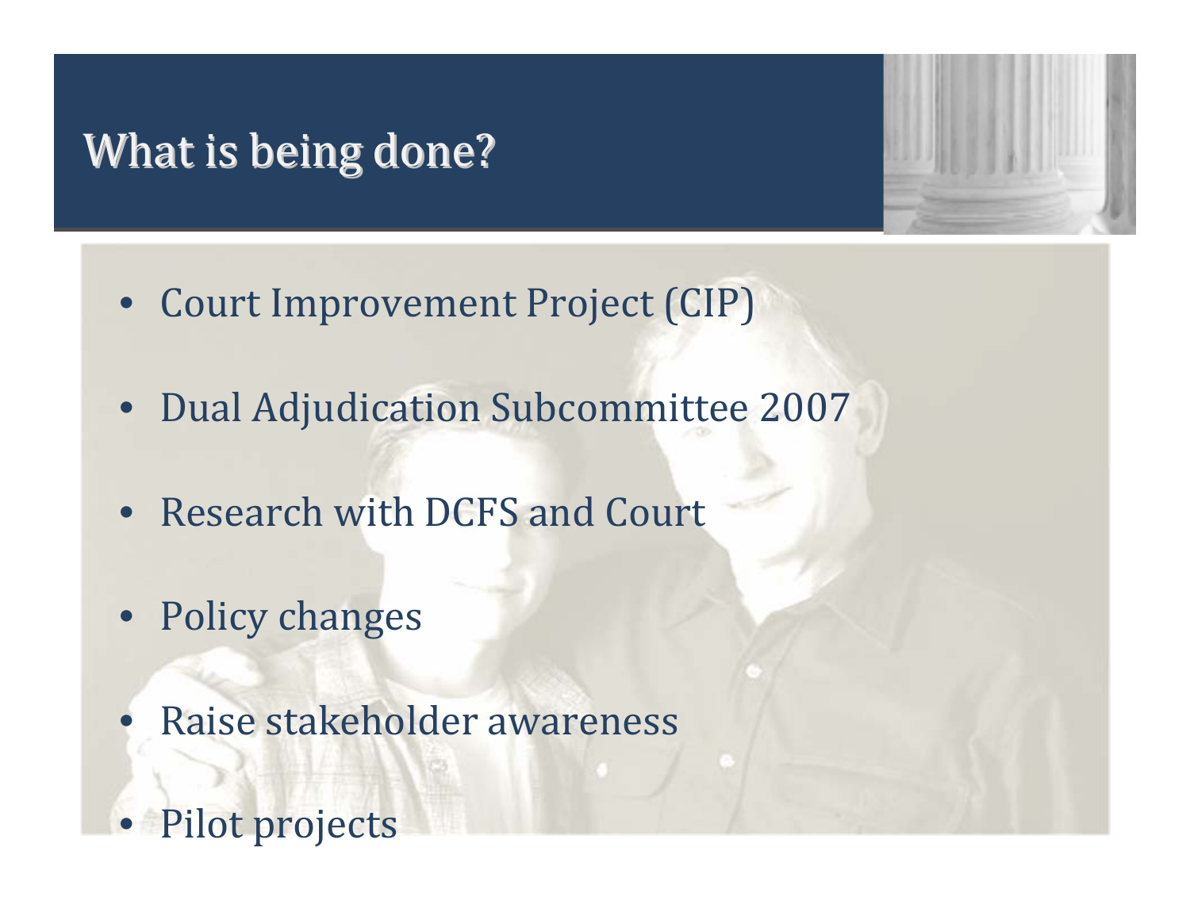# What is being done?

- Court Improvement Project (CIP)
- Dual Adjudication Subcommittee 2007
- Research with DCFS and Court
- Policy changes
- Raise stakeholder awareness
- Pilot projects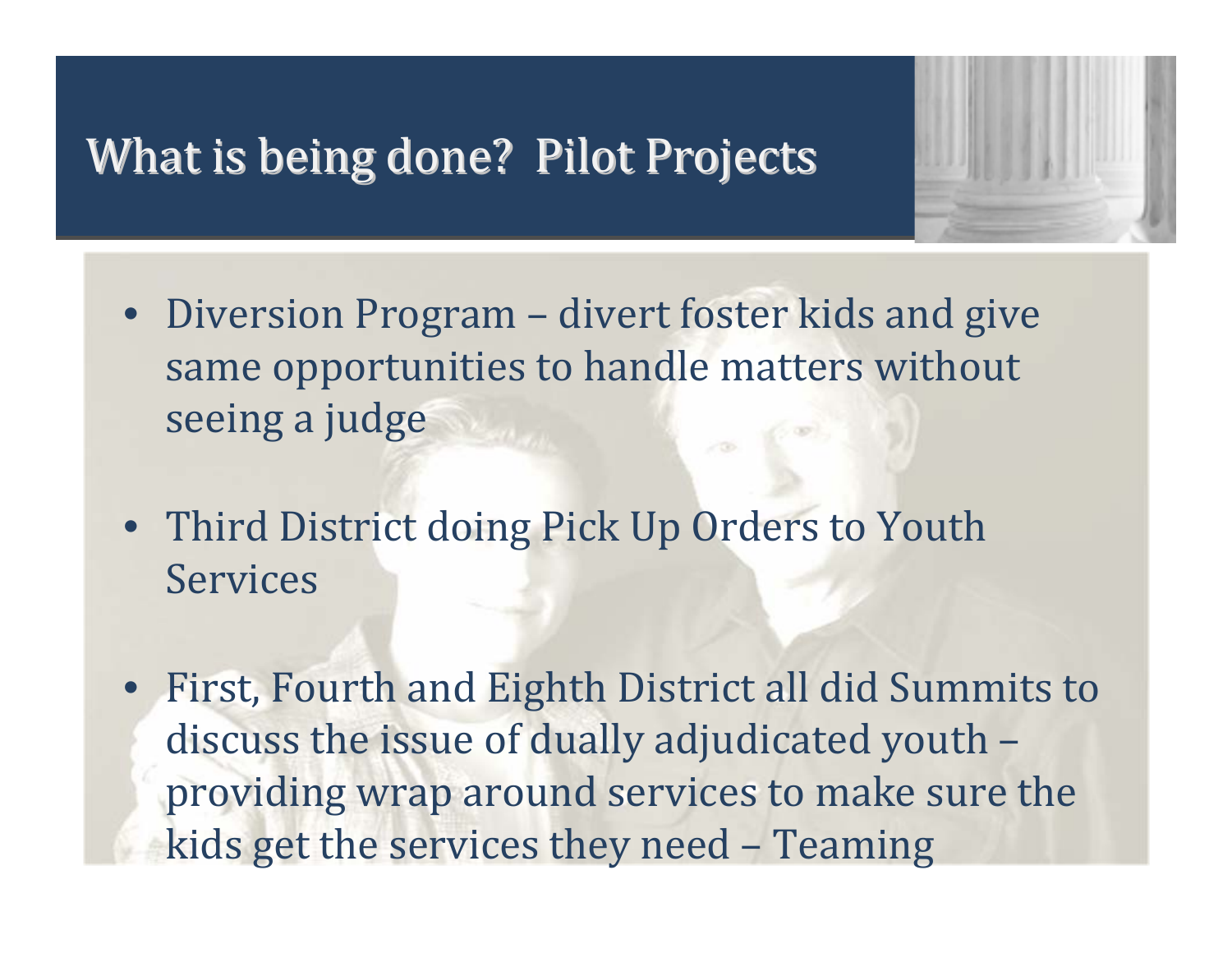# What is being done? Pilot Projects

- Diversion Program – divert foster kids and give same opportunities to handle matters without seeing a judge
- Third District doing Pick Up Orders to Youth Services
- First, Fourth and Eighth District all did Summits to discuss the issue of dually adjudicated youth – providing wrap around services to make sure the kids get the services they need – Teaming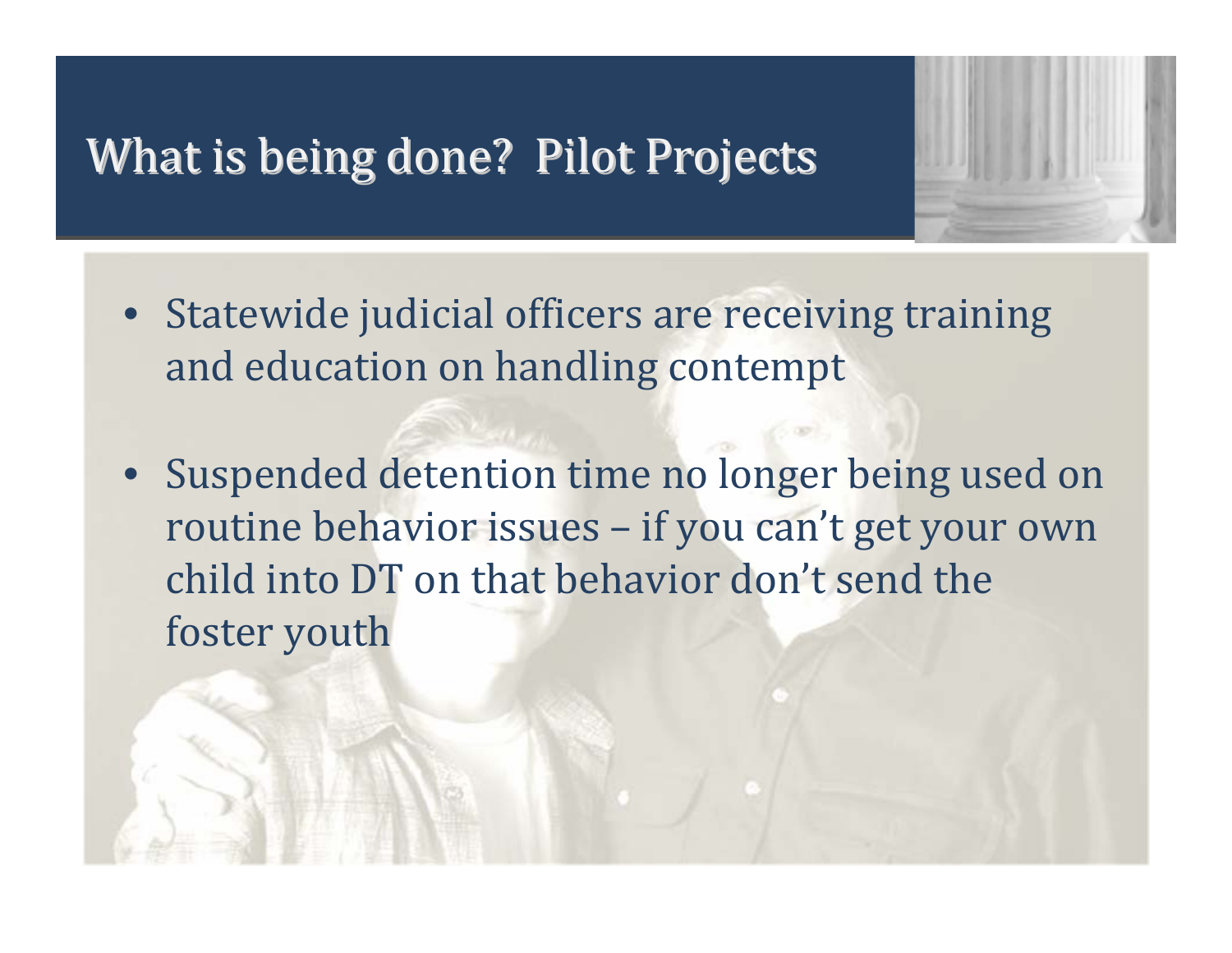# What is being done? Pilot Projects

- Statewide judicial officers are receiving training and education on handling contempt
- Suspended detention time no longer being used on routine behavior issues – if you can't get your own child into DT on that behavior don't send the foster youth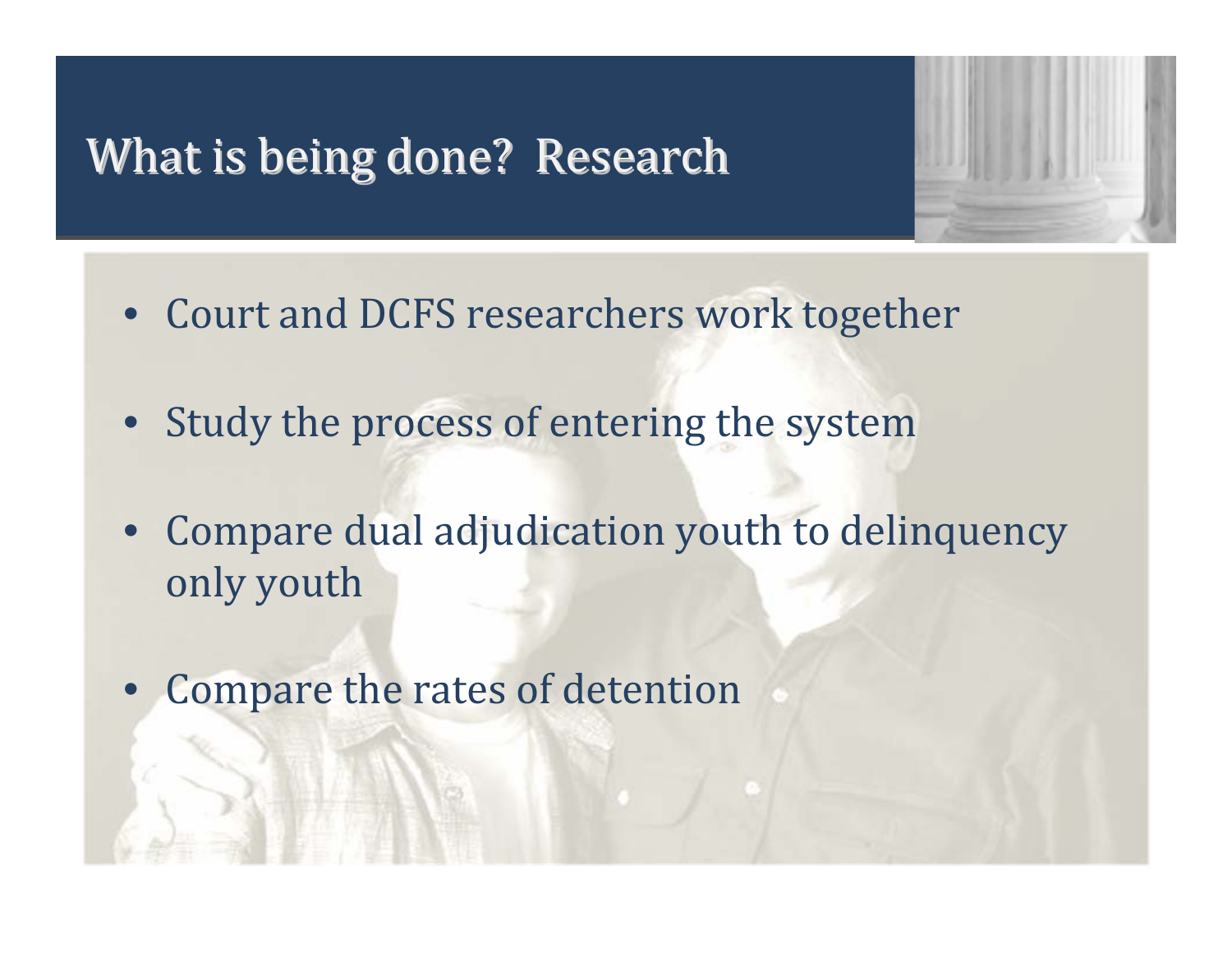# What is being done? Research

- Court and DCFS researchers work together
- Study the process of entering the system
- Compare dual adjudication youth to delinquency only youth
- Compare the rates of detention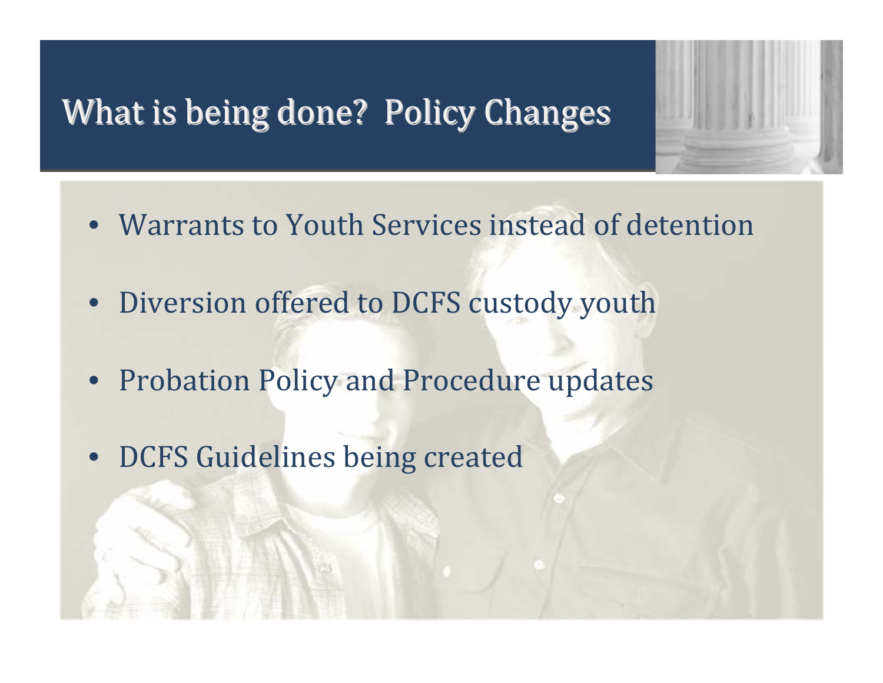# What is being done? Policy Changes

- Warrants to Youth Services instead of detention
- Diversion offered to DCFS custody youth
- Probation Policy and Procedure updates
- DCFS Guidelines being created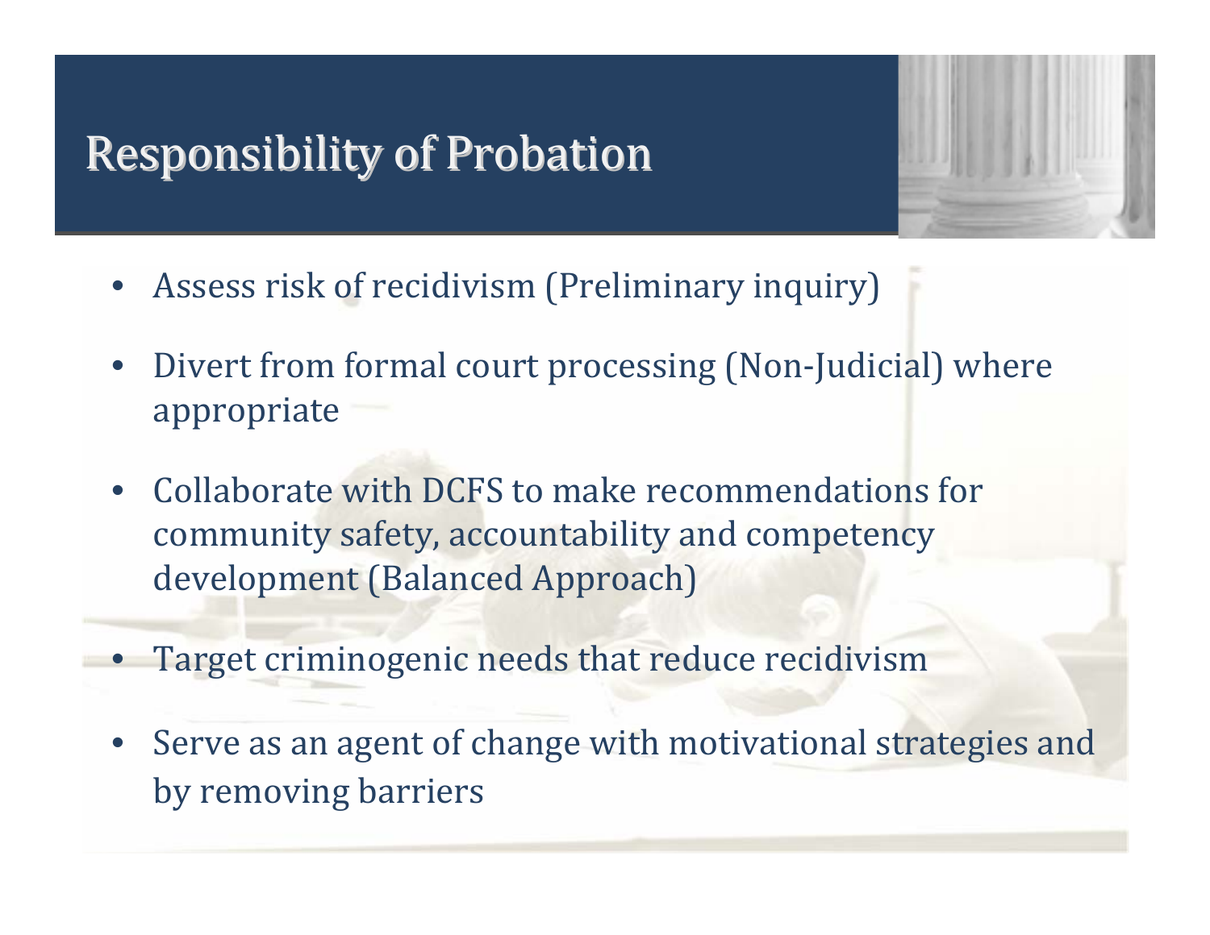# Responsibility of Probation

- Assess risk of recidivism (Preliminary inquiry)
- Divert from formal court processing (Non-Judicial) where appropriate
- Collaborate with DCFS to make recommendations for community safety, accountability and competency development (Balanced Approach)
- Target criminogenic needs that reduce recidivism
- Serve as an agent of change with motivational strategies and by removing barriers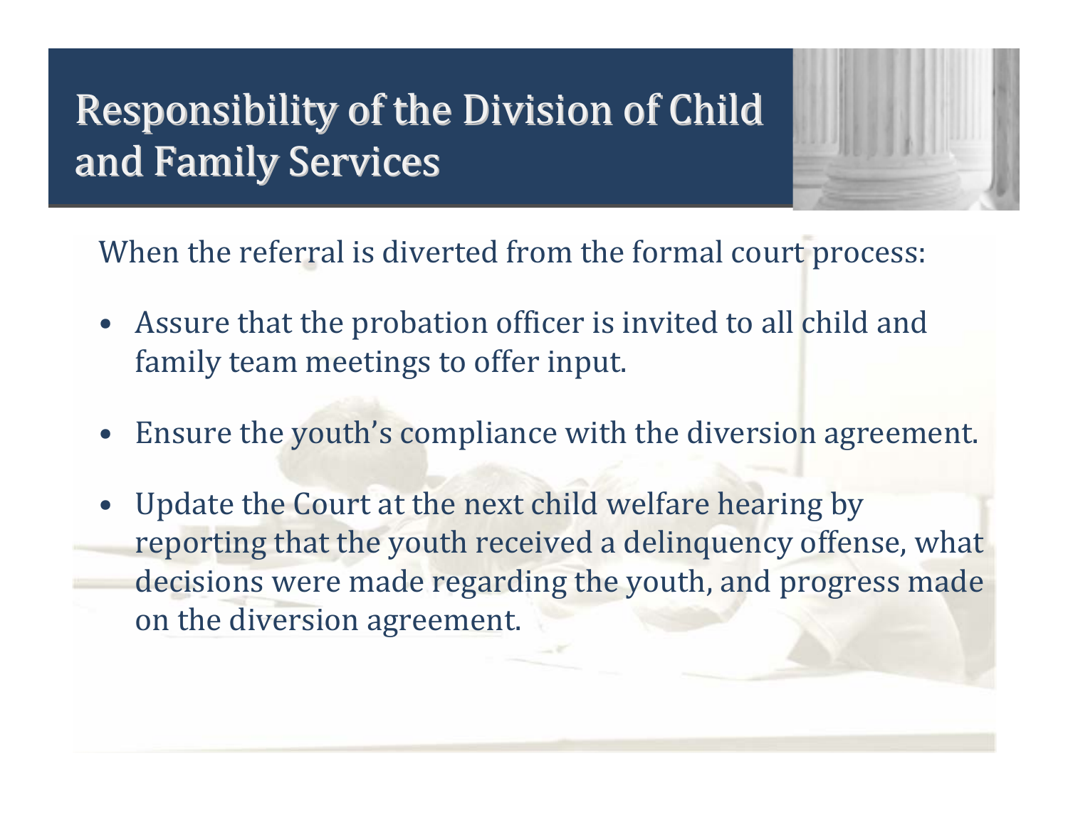# Responsibility of the Division of Child and Family Services

When the referral is diverted from the formal court process:

- Assure that the probation officer is invited to all child and family team meetings to offer input.
- Ensure the youth's compliance with the diversion agreement.
- Update the Court at the next child welfare hearing by reporting that the youth received a delinquency offense, what decisions were made regarding the youth, and progress made on the diversion agreement.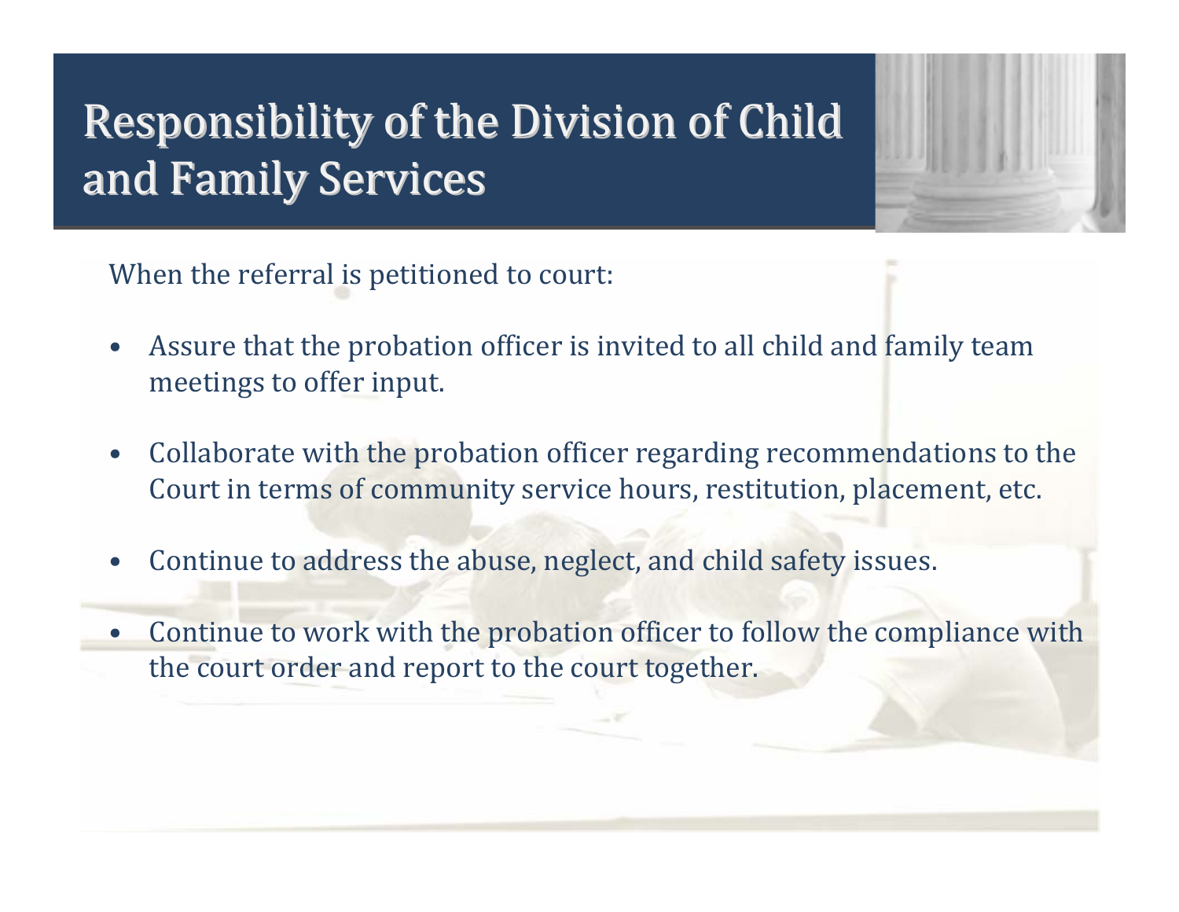# Responsibility of the Division of Child and Family Services

When the referral is petitioned to court:

- Assure that the probation officer is invited to all child and family team meetings to offer input.
- Collaborate with the probation officer regarding recommendations to the Court in terms of community service hours, restitution, placement, etc.
- Continue to address the abuse, neglect, and child safety issues.
- Continue to work with the probation officer to follow the compliance with the court order and report to the court together.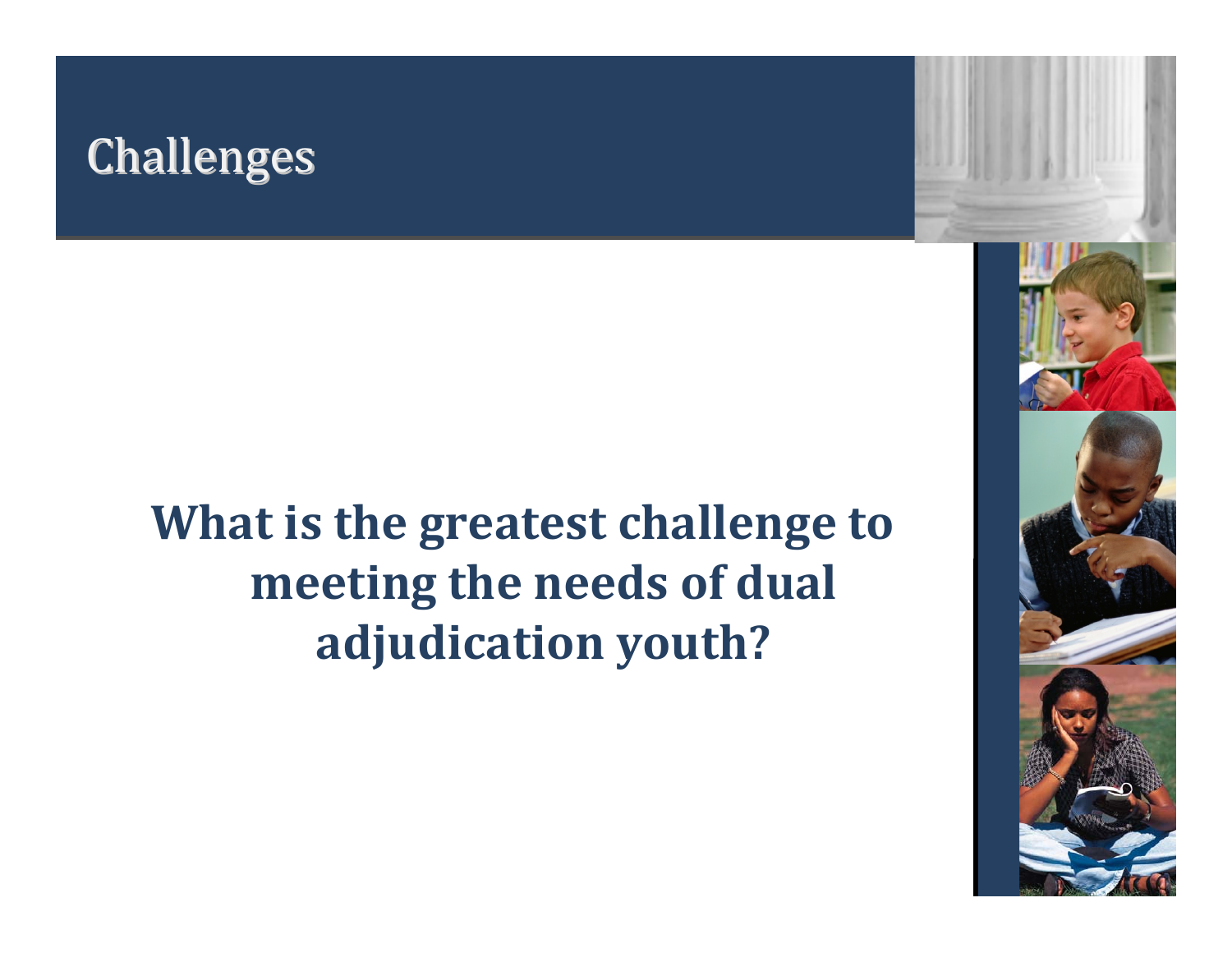# Challenges

**What is the greatest challenge to meeting the needs of dual adjudication youth?**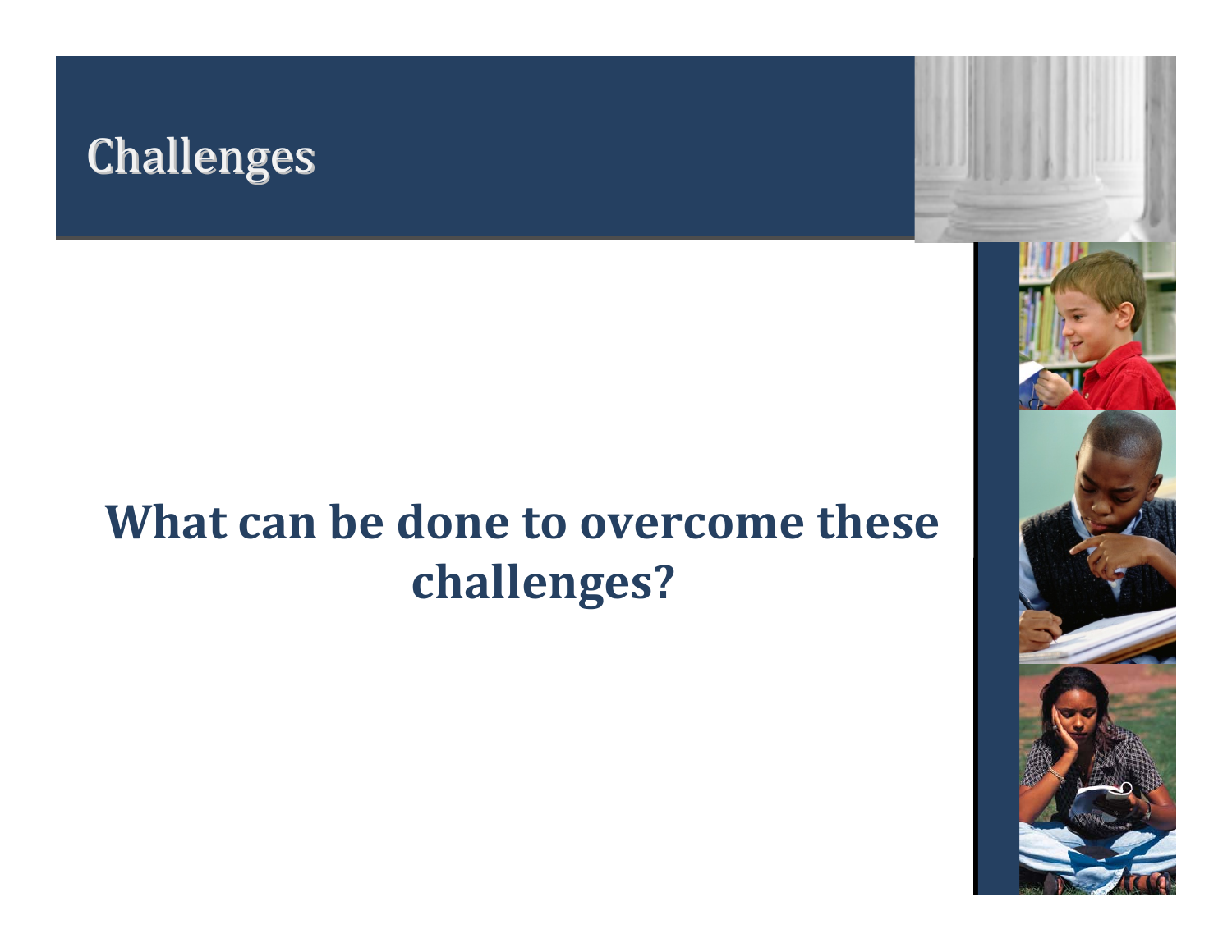# Challenges

**What can be done to overcome these challenges?**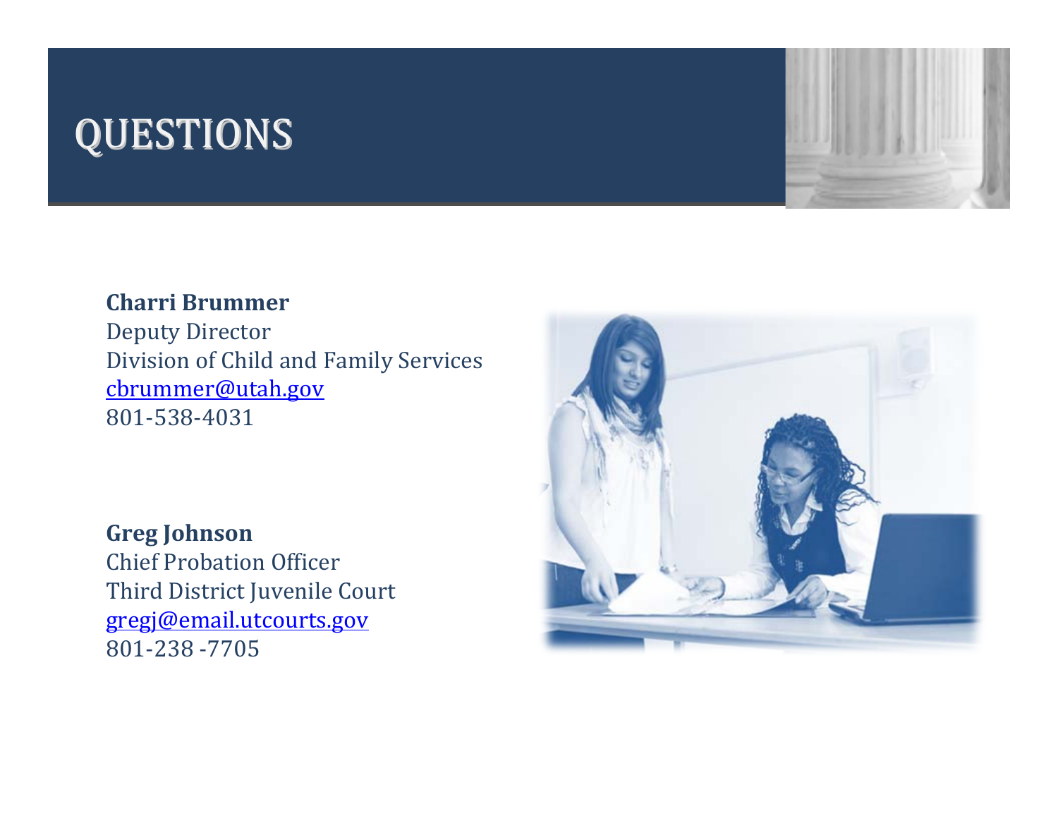# QUESTIONS

**Charri Brummer**
Deputy Director
Division of Child and Family Services
cbrummer@utah.gov
801-538-4031

**Greg Johnson**
Chief Probation Officer
Third District Juvenile Court
gregj@email.utcourts.gov
801-238 -7705